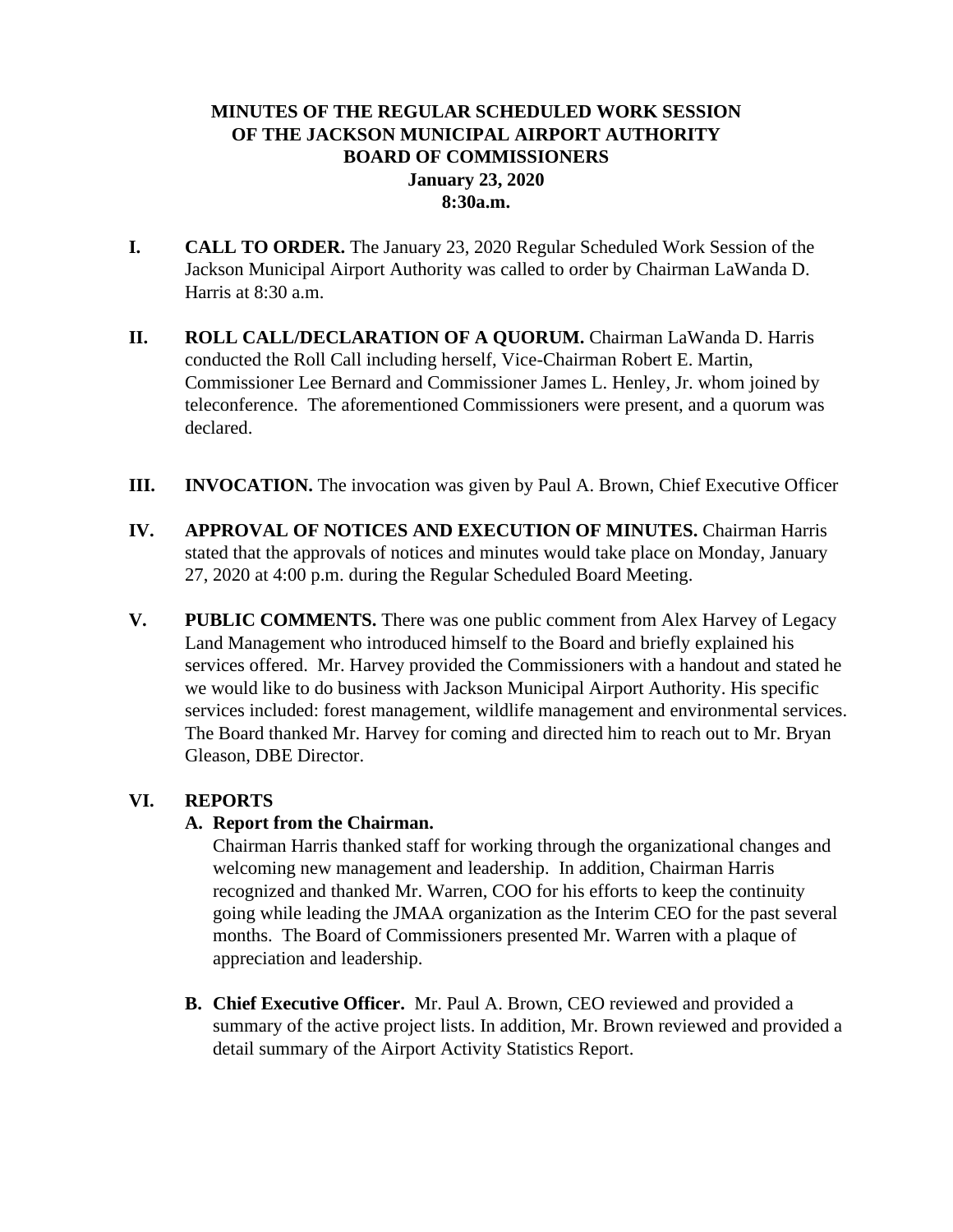**MINUTES OF THE REGULAR SCHEDULED WORK SESSION OF THE JACKSON MUNICIPAL AIRPORT AUTHORITY BOARD OF COMMISSIONERS**
**January 23, 2020**
**8:30a.m.**

**I. CALL TO ORDER.** The January 23, 2020 Regular Scheduled Work Session of the Jackson Municipal Airport Authority was called to order by Chairman LaWanda D. Harris at 8:30 a.m.

**II. ROLL CALL/DECLARATION OF A QUORUM.** Chairman LaWanda D. Harris conducted the Roll Call including herself, Vice-Chairman Robert E. Martin, Commissioner Lee Bernard and Commissioner James L. Henley, Jr. whom joined by teleconference. The aforementioned Commissioners were present, and a quorum was declared.

**III. INVOCATION.** The invocation was given by Paul A. Brown, Chief Executive Officer

**IV. APPROVAL OF NOTICES AND EXECUTION OF MINUTES.** Chairman Harris stated that the approvals of notices and minutes would take place on Monday, January 27, 2020 at 4:00 p.m. during the Regular Scheduled Board Meeting.

**V. PUBLIC COMMENTS.** There was one public comment from Alex Harvey of Legacy Land Management who introduced himself to the Board and briefly explained his services offered. Mr. Harvey provided the Commissioners with a handout and stated he we would like to do business with Jackson Municipal Airport Authority. His specific services included: forest management, wildlife management and environmental services. The Board thanked Mr. Harvey for coming and directed him to reach out to Mr. Bryan Gleason, DBE Director.

**VI. REPORTS**

**A. Report from the Chairman.**

Chairman Harris thanked staff for working through the organizational changes and welcoming new management and leadership. In addition, Chairman Harris recognized and thanked Mr. Warren, COO for his efforts to keep the continuity going while leading the JMAA organization as the Interim CEO for the past several months. The Board of Commissioners presented Mr. Warren with a plaque of appreciation and leadership.

**B. Chief Executive Officer.** Mr. Paul A. Brown, CEO reviewed and provided a summary of the active project lists. In addition, Mr. Brown reviewed and provided a detail summary of the Airport Activity Statistics Report.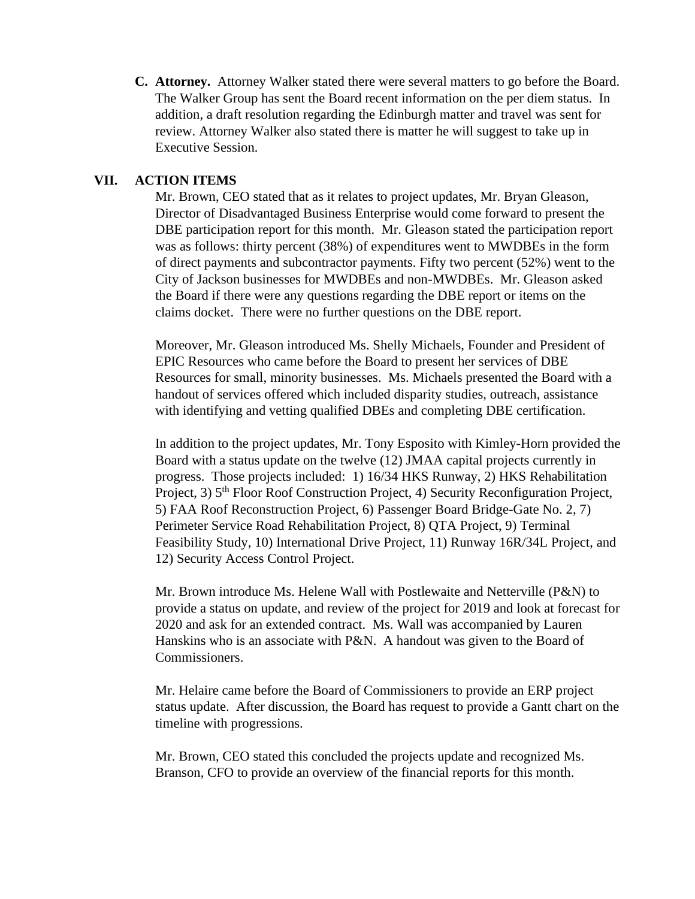**C. Attorney.** Attorney Walker stated there were several matters to go before the Board. The Walker Group has sent the Board recent information on the per diem status. In addition, a draft resolution regarding the Edinburgh matter and travel was sent for review. Attorney Walker also stated there is matter he will suggest to take up in Executive Session.

## VII. ACTION ITEMS

Mr. Brown, CEO stated that as it relates to project updates, Mr. Bryan Gleason, Director of Disadvantaged Business Enterprise would come forward to present the DBE participation report for this month. Mr. Gleason stated the participation report was as follows: thirty percent (38%) of expenditures went to MWDBEs in the form of direct payments and subcontractor payments. Fifty two percent (52%) went to the City of Jackson businesses for MWDBEs and non-MWDBEs. Mr. Gleason asked the Board if there were any questions regarding the DBE report or items on the claims docket. There were no further questions on the DBE report.

Moreover, Mr. Gleason introduced Ms. Shelly Michaels, Founder and President of EPIC Resources who came before the Board to present her services of DBE Resources for small, minority businesses. Ms. Michaels presented the Board with a handout of services offered which included disparity studies, outreach, assistance with identifying and vetting qualified DBEs and completing DBE certification.

In addition to the project updates, Mr. Tony Esposito with Kimley-Horn provided the Board with a status update on the twelve (12) JMAA capital projects currently in progress. Those projects included: 1) 16/34 HKS Runway, 2) HKS Rehabilitation Project, 3) 5th Floor Roof Construction Project, 4) Security Reconfiguration Project, 5) FAA Roof Reconstruction Project, 6) Passenger Board Bridge-Gate No. 2, 7) Perimeter Service Road Rehabilitation Project, 8) QTA Project, 9) Terminal Feasibility Study, 10) International Drive Project, 11) Runway 16R/34L Project, and 12) Security Access Control Project.

Mr. Brown introduce Ms. Helene Wall with Postlewaite and Netterville (P&N) to provide a status on update, and review of the project for 2019 and look at forecast for 2020 and ask for an extended contract. Ms. Wall was accompanied by Lauren Hanskins who is an associate with P&N. A handout was given to the Board of Commissioners.

Mr. Helaire came before the Board of Commissioners to provide an ERP project status update. After discussion, the Board has request to provide a Gantt chart on the timeline with progressions.

Mr. Brown, CEO stated this concluded the projects update and recognized Ms. Branson, CFO to provide an overview of the financial reports for this month.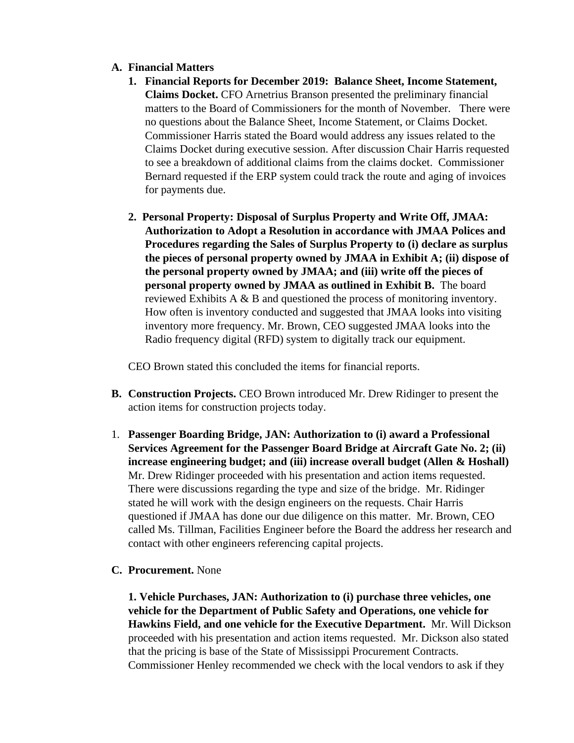**A. Financial Matters**

1. **Financial Reports for December 2019: Balance Sheet, Income Statement, Claims Docket.** CFO Arnetrius Branson presented the preliminary financial matters to the Board of Commissioners for the month of November. There were no questions about the Balance Sheet, Income Statement, or Claims Docket. Commissioner Harris stated the Board would address any issues related to the Claims Docket during executive session. After discussion Chair Harris requested to see a breakdown of additional claims from the claims docket. Commissioner Bernard requested if the ERP system could track the route and aging of invoices for payments due.

2. **Personal Property: Disposal of Surplus Property and Write Off, JMAA: Authorization to Adopt a Resolution in accordance with JMAA Polices and Procedures regarding the Sales of Surplus Property to (i) declare as surplus the pieces of personal property owned by JMAA in Exhibit A; (ii) dispose of the personal property owned by JMAA; and (iii) write off the pieces of personal property owned by JMAA as outlined in Exhibit B.** The board reviewed Exhibits A & B and questioned the process of monitoring inventory. How often is inventory conducted and suggested that JMAA looks into visiting inventory more frequency. Mr. Brown, CEO suggested JMAA looks into the Radio frequency digital (RFD) system to digitally track our equipment.

CEO Brown stated this concluded the items for financial reports.

**B. Construction Projects.** CEO Brown introduced Mr. Drew Ridinger to present the action items for construction projects today.

1. **Passenger Boarding Bridge, JAN: Authorization to (i) award a Professional Services Agreement for the Passenger Board Bridge at Aircraft Gate No. 2; (ii) increase engineering budget; and (iii) increase overall budget (Allen & Hoshall)** Mr. Drew Ridinger proceeded with his presentation and action items requested. There were discussions regarding the type and size of the bridge. Mr. Ridinger stated he will work with the design engineers on the requests. Chair Harris questioned if JMAA has done our due diligence on this matter. Mr. Brown, CEO called Ms. Tillman, Facilities Engineer before the Board the address her research and contact with other engineers referencing capital projects.

**C. Procurement.** None

**1. Vehicle Purchases, JAN: Authorization to (i) purchase three vehicles, one vehicle for the Department of Public Safety and Operations, one vehicle for Hawkins Field, and one vehicle for the Executive Department.** Mr. Will Dickson proceeded with his presentation and action items requested. Mr. Dickson also stated that the pricing is base of the State of Mississippi Procurement Contracts. Commissioner Henley recommended we check with the local vendors to ask if they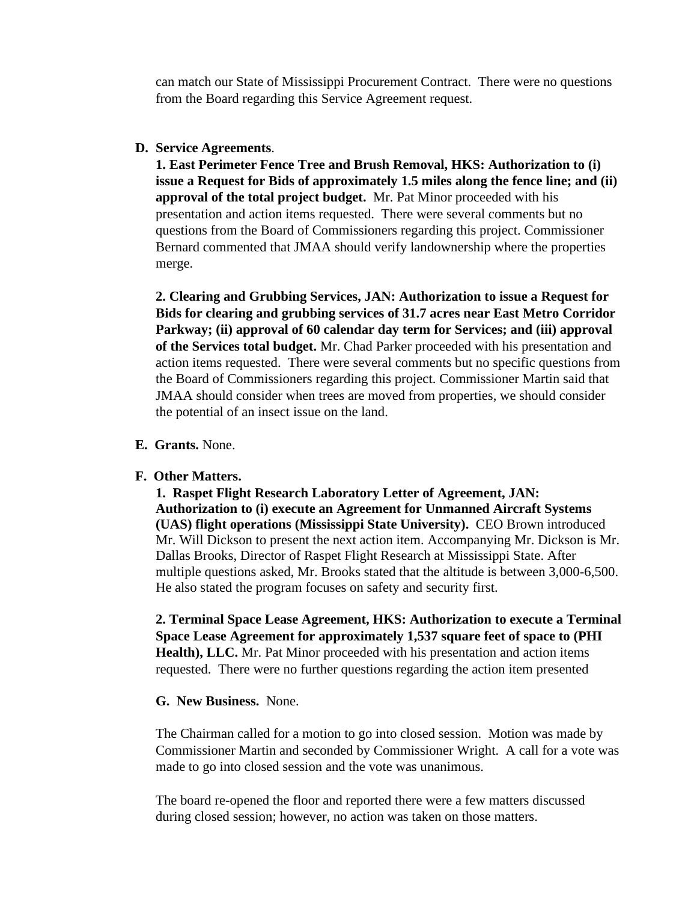can match our State of Mississippi Procurement Contract. There were no questions from the Board regarding this Service Agreement request.

**D. Service Agreements**.

**1. East Perimeter Fence Tree and Brush Removal, HKS: Authorization to (i) issue a Request for Bids of approximately 1.5 miles along the fence line; and (ii) approval of the total project budget.** Mr. Pat Minor proceeded with his presentation and action items requested. There were several comments but no questions from the Board of Commissioners regarding this project. Commissioner Bernard commented that JMAA should verify landownership where the properties merge.

**2. Clearing and Grubbing Services, JAN: Authorization to issue a Request for Bids for clearing and grubbing services of 31.7 acres near East Metro Corridor Parkway; (ii) approval of 60 calendar day term for Services; and (iii) approval of the Services total budget.** Mr. Chad Parker proceeded with his presentation and action items requested. There were several comments but no specific questions from the Board of Commissioners regarding this project. Commissioner Martin said that JMAA should consider when trees are moved from properties, we should consider the potential of an insect issue on the land.

**E. Grants.** None.

**F. Other Matters.**

**1. Raspet Flight Research Laboratory Letter of Agreement, JAN: Authorization to (i) execute an Agreement for Unmanned Aircraft Systems (UAS) flight operations (Mississippi State University).** CEO Brown introduced Mr. Will Dickson to present the next action item. Accompanying Mr. Dickson is Mr. Dallas Brooks, Director of Raspet Flight Research at Mississippi State. After multiple questions asked, Mr. Brooks stated that the altitude is between 3,000-6,500. He also stated the program focuses on safety and security first.

**2. Terminal Space Lease Agreement, HKS: Authorization to execute a Terminal Space Lease Agreement for approximately 1,537 square feet of space to (PHI Health), LLC.** Mr. Pat Minor proceeded with his presentation and action items requested. There were no further questions regarding the action item presented

**G. New Business.** None.

The Chairman called for a motion to go into closed session. Motion was made by Commissioner Martin and seconded by Commissioner Wright. A call for a vote was made to go into closed session and the vote was unanimous.

The board re-opened the floor and reported there were a few matters discussed during closed session; however, no action was taken on those matters.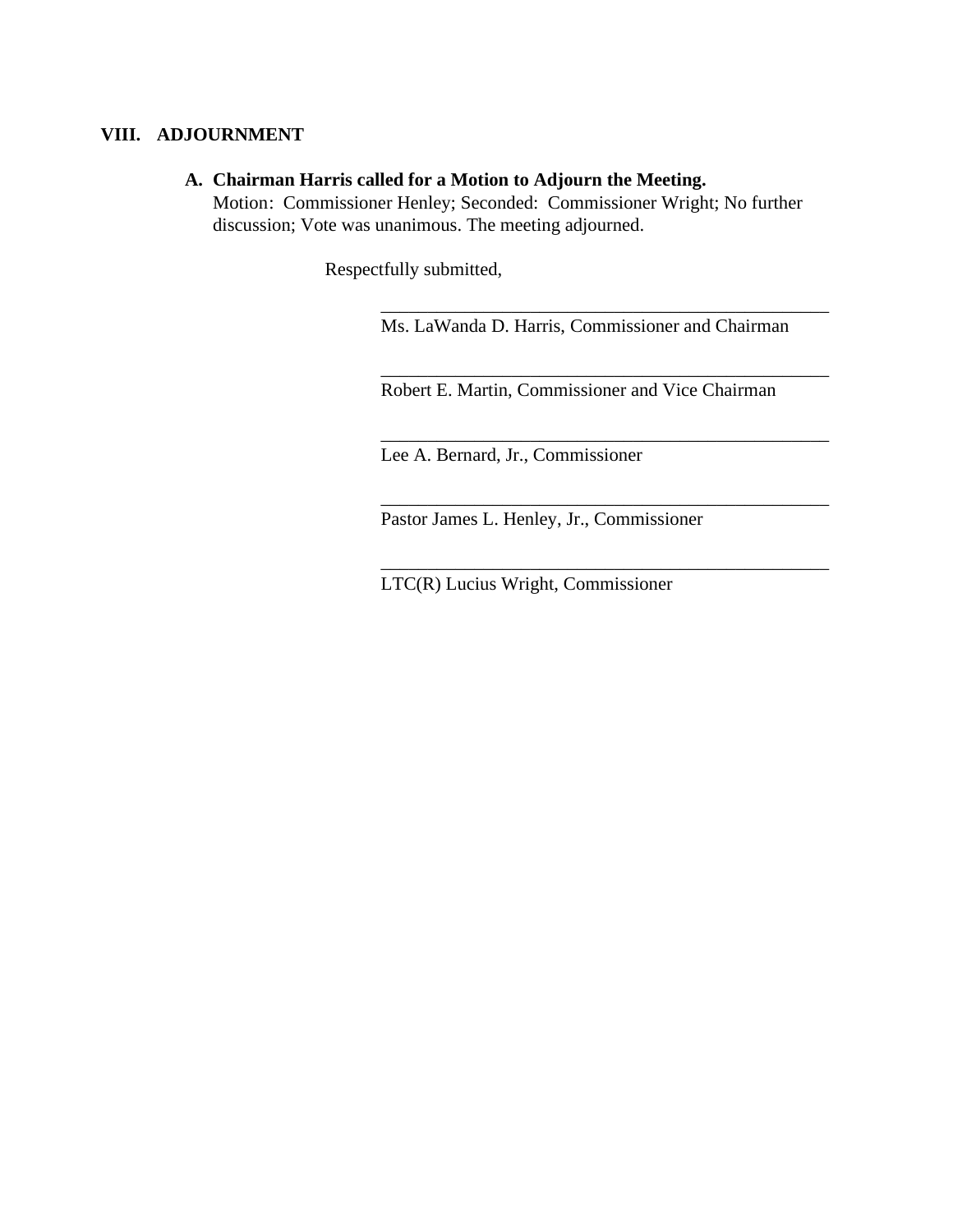## VIII. ADJOURNMENT

**A. Chairman Harris called for a Motion to Adjourn the Meeting.**
Motion: Commissioner Henley; Seconded: Commissioner Wright; No further discussion; Vote was unanimous. The meeting adjourned.

Respectfully submitted,

\_\_\_\_\_\_\_\_\_\_\_\_\_\_\_\_\_\_\_\_\_\_\_\_\_\_\_\_\_\_\_\_\_\_\_\_\_\_\_\_\_\_\_\_\_\_
Ms. LaWanda D. Harris, Commissioner and Chairman

\_\_\_\_\_\_\_\_\_\_\_\_\_\_\_\_\_\_\_\_\_\_\_\_\_\_\_\_\_\_\_\_\_\_\_\_\_\_\_\_\_\_\_\_\_\_
Robert E. Martin, Commissioner and Vice Chairman

\_\_\_\_\_\_\_\_\_\_\_\_\_\_\_\_\_\_\_\_\_\_\_\_\_\_\_\_\_\_\_\_\_\_\_\_\_\_\_\_\_\_\_\_\_\_
Lee A. Bernard, Jr., Commissioner

\_\_\_\_\_\_\_\_\_\_\_\_\_\_\_\_\_\_\_\_\_\_\_\_\_\_\_\_\_\_\_\_\_\_\_\_\_\_\_\_\_\_\_\_\_\_
Pastor James L. Henley, Jr., Commissioner

\_\_\_\_\_\_\_\_\_\_\_\_\_\_\_\_\_\_\_\_\_\_\_\_\_\_\_\_\_\_\_\_\_\_\_\_\_\_\_\_\_\_\_\_\_\_
LTC(R) Lucius Wright, Commissioner